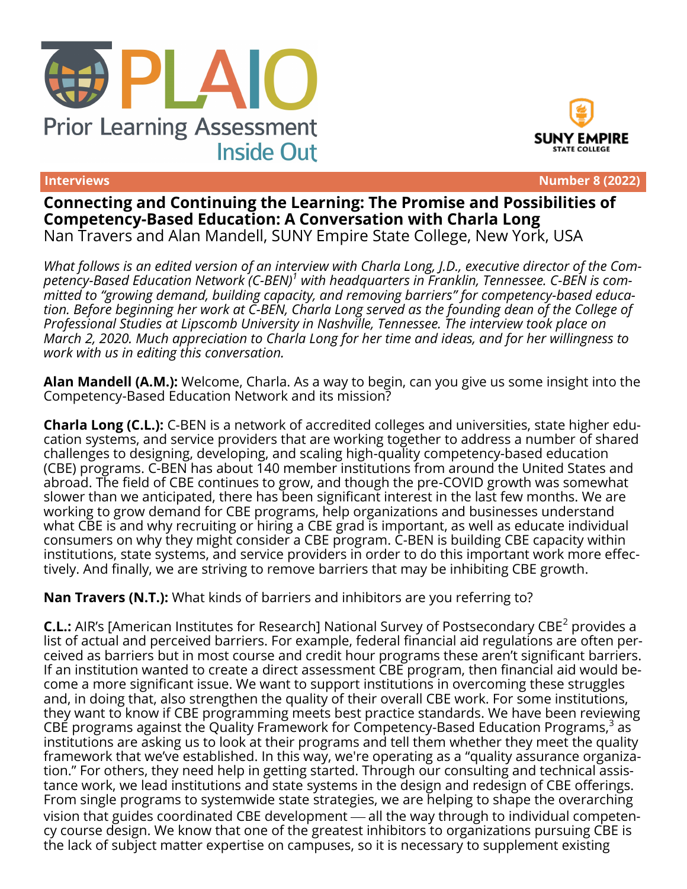# PLAIO

Prior Learning Assessment Inside Out

SUNY EMPIRE STATE COLLEGE

**Interviews** **Number 8 (2022)**

## Connecting and Continuing the Learning: The Promise and Possibilities of Competency-Based Education: A Conversation with Charla Long

Nan Travers and Alan Mandell, SUNY Empire State College, New York, USA

*What follows is an edited version of an interview with Charla Long, J.D., executive director of the Competency-Based Education Network (C-BEN)[1] with headquarters in Franklin, Tennessee. C-BEN is committed to "growing demand, building capacity, and removing barriers" for competency-based education. Before beginning her work at C-BEN, Charla Long served as the founding dean of the College of Professional Studies at Lipscomb University in Nashville, Tennessee. The interview took place on March 2, 2020. Much appreciation to Charla Long for her time and ideas, and for her willingness to work with us in editing this conversation.*

**Alan Mandell (A.M.):** Welcome, Charla. As a way to begin, can you give us some insight into the Competency-Based Education Network and its mission?

**Charla Long (C.L.):** C-BEN is a network of accredited colleges and universities, state higher education systems, and service providers that are working together to address a number of shared challenges to designing, developing, and scaling high-quality competency-based education (CBE) programs. C-BEN has about 140 member institutions from around the United States and abroad. The field of CBE continues to grow, and though the pre-COVID growth was somewhat slower than we anticipated, there has been significant interest in the last few months. We are working to grow demand for CBE programs, help organizations and businesses understand what CBE is and why recruiting or hiring a CBE grad is important, as well as educate individual consumers on why they might consider a CBE program. C-BEN is building CBE capacity within institutions, state systems, and service providers in order to do this important work more effectively. And finally, we are striving to remove barriers that may be inhibiting CBE growth.

**Nan Travers (N.T.):** What kinds of barriers and inhibitors are you referring to?

**C.L.:** AIR's [American Institutes for Research] National Survey of Postsecondary CBE[2] provides a list of actual and perceived barriers. For example, federal financial aid regulations are often perceived as barriers but in most course and credit hour programs these aren't significant barriers. If an institution wanted to create a direct assessment CBE program, then financial aid would become a more significant issue. We want to support institutions in overcoming these struggles and, in doing that, also strengthen the quality of their overall CBE work. For some institutions, they want to know if CBE programming meets best practice standards. We have been reviewing CBE programs against the Quality Framework for Competency-Based Education Programs,[3] as institutions are asking us to look at their programs and tell them whether they meet the quality framework that we've established. In this way, we're operating as a "quality assurance organization." For others, they need help in getting started. Through our consulting and technical assistance work, we lead institutions and state systems in the design and redesign of CBE offerings. From single programs to systemwide state strategies, we are helping to shape the overarching vision that guides coordinated CBE development — all the way through to individual competency course design. We know that one of the greatest inhibitors to organizations pursuing CBE is the lack of subject matter expertise on campuses, so it is necessary to supplement existing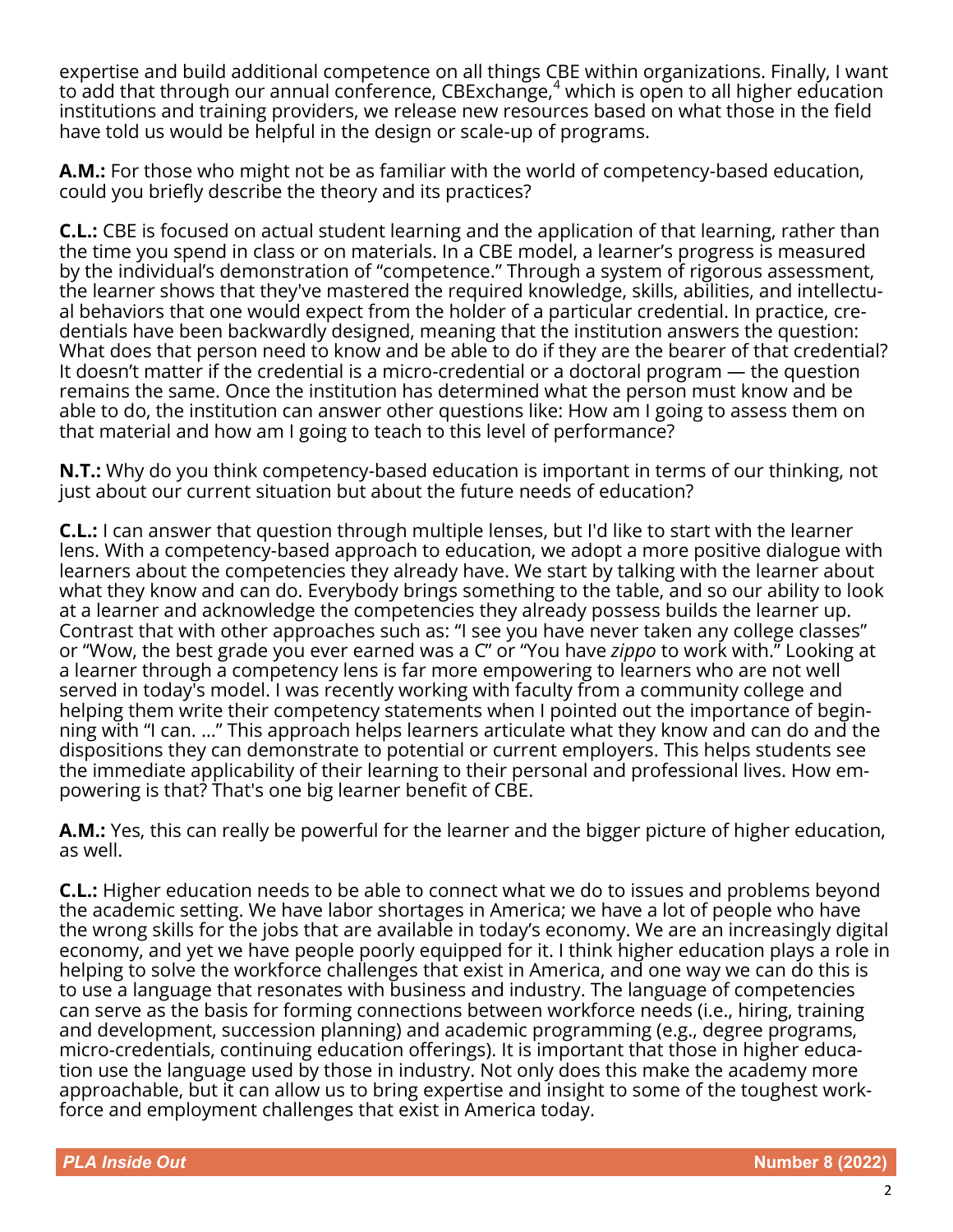expertise and build additional competence on all things CBE within organizations. Finally, I want to add that through our annual conference, CBExchange,[4] which is open to all higher education institutions and training providers, we release new resources based on what those in the field have told us would be helpful in the design or scale-up of programs.

**A.M.:** For those who might not be as familiar with the world of competency-based education, could you briefly describe the theory and its practices?

**C.L.:** CBE is focused on actual student learning and the application of that learning, rather than the time you spend in class or on materials. In a CBE model, a learner's progress is measured by the individual's demonstration of "competence." Through a system of rigorous assessment, the learner shows that they've mastered the required knowledge, skills, abilities, and intellectual behaviors that one would expect from the holder of a particular credential. In practice, credentials have been backwardly designed, meaning that the institution answers the question: What does that person need to know and be able to do if they are the bearer of that credential? It doesn't matter if the credential is a micro-credential or a doctoral program — the question remains the same. Once the institution has determined what the person must know and be able to do, the institution can answer other questions like: How am I going to assess them on that material and how am I going to teach to this level of performance?

**N.T.:** Why do you think competency-based education is important in terms of our thinking, not just about our current situation but about the future needs of education?

**C.L.:** I can answer that question through multiple lenses, but I'd like to start with the learner lens. With a competency-based approach to education, we adopt a more positive dialogue with learners about the competencies they already have. We start by talking with the learner about what they know and can do. Everybody brings something to the table, and so our ability to look at a learner and acknowledge the competencies they already possess builds the learner up. Contrast that with other approaches such as: "I see you have never taken any college classes" or "Wow, the best grade you ever earned was a C" or "You have *zippo* to work with." Looking at a learner through a competency lens is far more empowering to learners who are not well served in today's model. I was recently working with faculty from a community college and helping them write their competency statements when I pointed out the importance of beginning with "I can. ..." This approach helps learners articulate what they know and can do and the dispositions they can demonstrate to potential or current employers. This helps students see the immediate applicability of their learning to their personal and professional lives. How empowering is that? That's one big learner benefit of CBE.

**A.M.:** Yes, this can really be powerful for the learner and the bigger picture of higher education, as well.

**C.L.:** Higher education needs to be able to connect what we do to issues and problems beyond the academic setting. We have labor shortages in America; we have a lot of people who have the wrong skills for the jobs that are available in today's economy. We are an increasingly digital economy, and yet we have people poorly equipped for it. I think higher education plays a role in helping to solve the workforce challenges that exist in America, and one way we can do this is to use a language that resonates with business and industry. The language of competencies can serve as the basis for forming connections between workforce needs (i.e., hiring, training and development, succession planning) and academic programming (e.g., degree programs, micro-credentials, continuing education offerings). It is important that those in higher education use the language used by those in industry. Not only does this make the academy more approachable, but it can allow us to bring expertise and insight to some of the toughest workforce and employment challenges that exist in America today.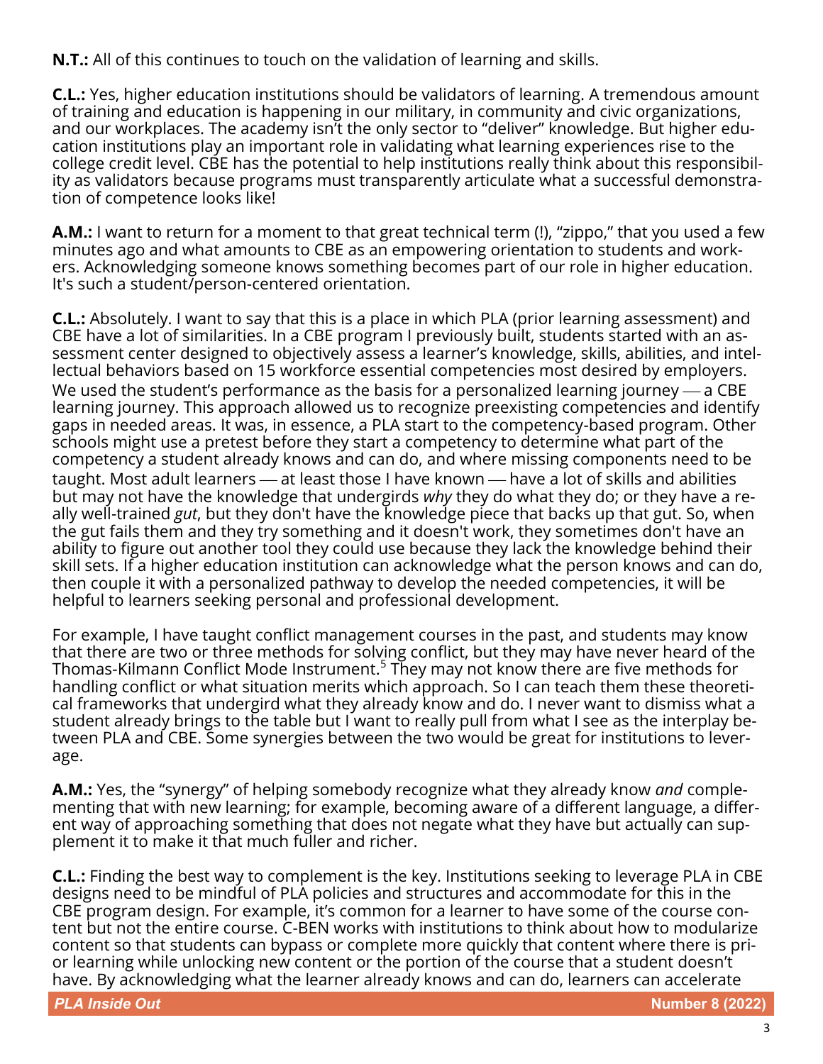**N.T.:** All of this continues to touch on the validation of learning and skills.

**C.L.:** Yes, higher education institutions should be validators of learning. A tremendous amount of training and education is happening in our military, in community and civic organizations, and our workplaces. The academy isn't the only sector to "deliver" knowledge. But higher education institutions play an important role in validating what learning experiences rise to the college credit level. CBE has the potential to help institutions really think about this responsibility as validators because programs must transparently articulate what a successful demonstration of competence looks like!

**A.M.:** I want to return for a moment to that great technical term (!), "zippo," that you used a few minutes ago and what amounts to CBE as an empowering orientation to students and workers. Acknowledging someone knows something becomes part of our role in higher education. It's such a student/person-centered orientation.

**C.L.:** Absolutely. I want to say that this is a place in which PLA (prior learning assessment) and CBE have a lot of similarities. In a CBE program I previously built, students started with an assessment center designed to objectively assess a learner's knowledge, skills, abilities, and intellectual behaviors based on 15 workforce essential competencies most desired by employers. We used the student's performance as the basis for a personalized learning journey — a CBE learning journey. This approach allowed us to recognize preexisting competencies and identify gaps in needed areas. It was, in essence, a PLA start to the competency-based program. Other schools might use a pretest before they start a competency to determine what part of the competency a student already knows and can do, and where missing components need to be taught. Most adult learners — at least those I have known — have a lot of skills and abilities but may not have the knowledge that undergirds *why* they do what they do; or they have a really well-trained *gut*, but they don't have the knowledge piece that backs up that gut. So, when the gut fails them and they try something and it doesn't work, they sometimes don't have an ability to figure out another tool they could use because they lack the knowledge behind their skill sets. If a higher education institution can acknowledge what the person knows and can do, then couple it with a personalized pathway to develop the needed competencies, it will be helpful to learners seeking personal and professional development.

For example, I have taught conflict management courses in the past, and students may know that there are two or three methods for solving conflict, but they may have never heard of the Thomas-Kilmann Conflict Mode Instrument.[5] They may not know there are five methods for handling conflict or what situation merits which approach. So I can teach them these theoretical frameworks that undergird what they already know and do. I never want to dismiss what a student already brings to the table but I want to really pull from what I see as the interplay between PLA and CBE. Some synergies between the two would be great for institutions to leverage.

**A.M.:** Yes, the "synergy" of helping somebody recognize what they already know *and* complementing that with new learning; for example, becoming aware of a different language, a different way of approaching something that does not negate what they have but actually can supplement it to make it that much fuller and richer.

**C.L.:** Finding the best way to complement is the key. Institutions seeking to leverage PLA in CBE designs need to be mindful of PLA policies and structures and accommodate for this in the CBE program design. For example, it's common for a learner to have some of the course content but not the entire course. C-BEN works with institutions to think about how to modularize content so that students can bypass or complete more quickly that content where there is prior learning while unlocking new content or the portion of the course that a student doesn't have. By acknowledging what the learner already knows and can do, learners can accelerate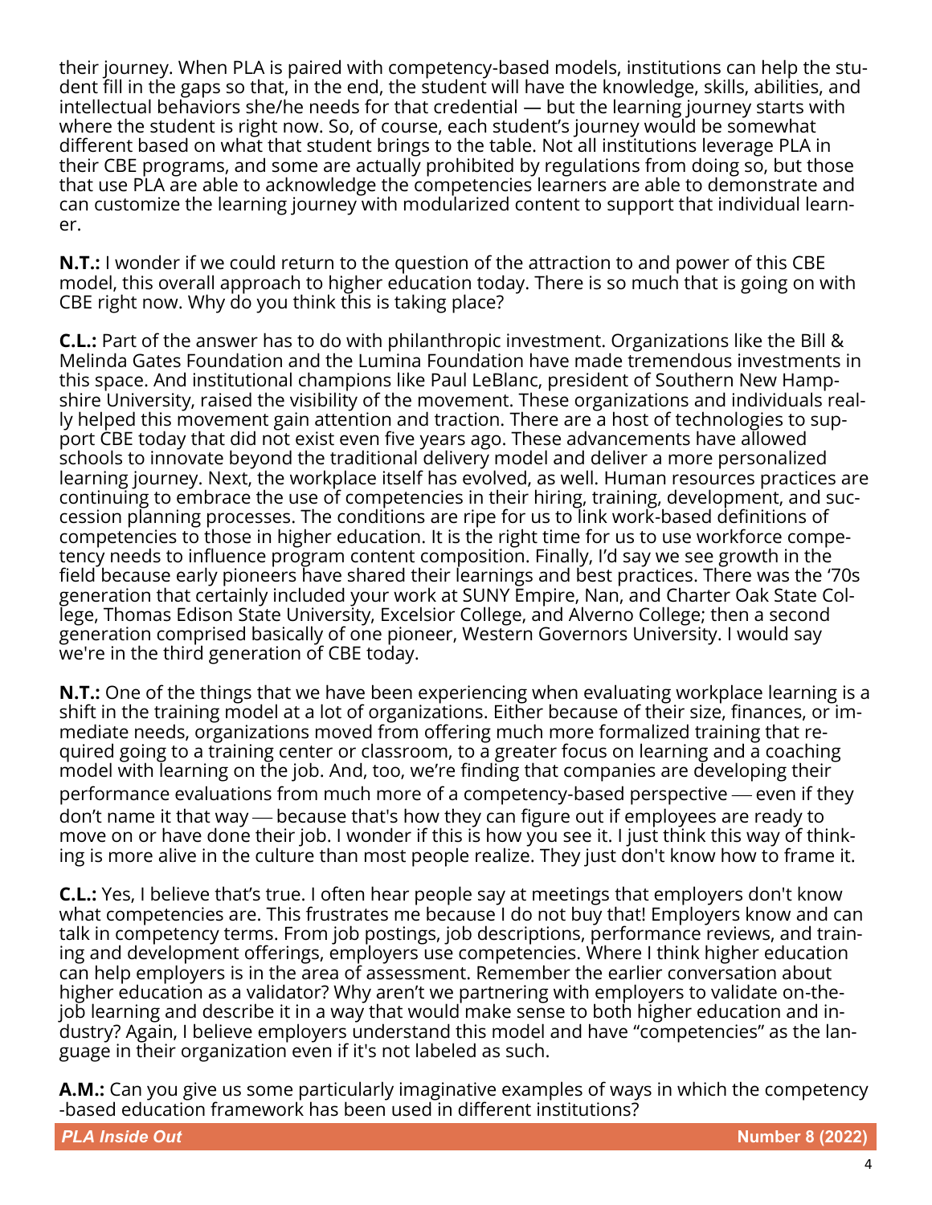their journey. When PLA is paired with competency-based models, institutions can help the student fill in the gaps so that, in the end, the student will have the knowledge, skills, abilities, and intellectual behaviors she/he needs for that credential — but the learning journey starts with where the student is right now. So, of course, each student's journey would be somewhat different based on what that student brings to the table. Not all institutions leverage PLA in their CBE programs, and some are actually prohibited by regulations from doing so, but those that use PLA are able to acknowledge the competencies learners are able to demonstrate and can customize the learning journey with modularized content to support that individual learner.

**N.T.:** I wonder if we could return to the question of the attraction to and power of this CBE model, this overall approach to higher education today. There is so much that is going on with CBE right now. Why do you think this is taking place?

**C.L.:** Part of the answer has to do with philanthropic investment. Organizations like the Bill & Melinda Gates Foundation and the Lumina Foundation have made tremendous investments in this space. And institutional champions like Paul LeBlanc, president of Southern New Hampshire University, raised the visibility of the movement. These organizations and individuals really helped this movement gain attention and traction. There are a host of technologies to support CBE today that did not exist even five years ago. These advancements have allowed schools to innovate beyond the traditional delivery model and deliver a more personalized learning journey. Next, the workplace itself has evolved, as well. Human resources practices are continuing to embrace the use of competencies in their hiring, training, development, and succession planning processes. The conditions are ripe for us to link work-based definitions of competencies to those in higher education. It is the right time for us to use workforce competency needs to influence program content composition. Finally, I'd say we see growth in the field because early pioneers have shared their learnings and best practices. There was the '70s generation that certainly included your work at SUNY Empire, Nan, and Charter Oak State College, Thomas Edison State University, Excelsior College, and Alverno College; then a second generation comprised basically of one pioneer, Western Governors University. I would say we're in the third generation of CBE today.

**N.T.:** One of the things that we have been experiencing when evaluating workplace learning is a shift in the training model at a lot of organizations. Either because of their size, finances, or immediate needs, organizations moved from offering much more formalized training that required going to a training center or classroom, to a greater focus on learning and a coaching model with learning on the job. And, too, we're finding that companies are developing their performance evaluations from much more of a competency-based perspective — even if they don't name it that way — because that's how they can figure out if employees are ready to move on or have done their job. I wonder if this is how you see it. I just think this way of thinking is more alive in the culture than most people realize. They just don't know how to frame it.

**C.L.:** Yes, I believe that's true. I often hear people say at meetings that employers don't know what competencies are. This frustrates me because I do not buy that! Employers know and can talk in competency terms. From job postings, job descriptions, performance reviews, and training and development offerings, employers use competencies. Where I think higher education can help employers is in the area of assessment. Remember the earlier conversation about higher education as a validator? Why aren't we partnering with employers to validate on-the-job learning and describe it in a way that would make sense to both higher education and industry? Again, I believe employers understand this model and have "competencies" as the language in their organization even if it's not labeled as such.

**A.M.:** Can you give us some particularly imaginative examples of ways in which the competency-based education framework has been used in different institutions?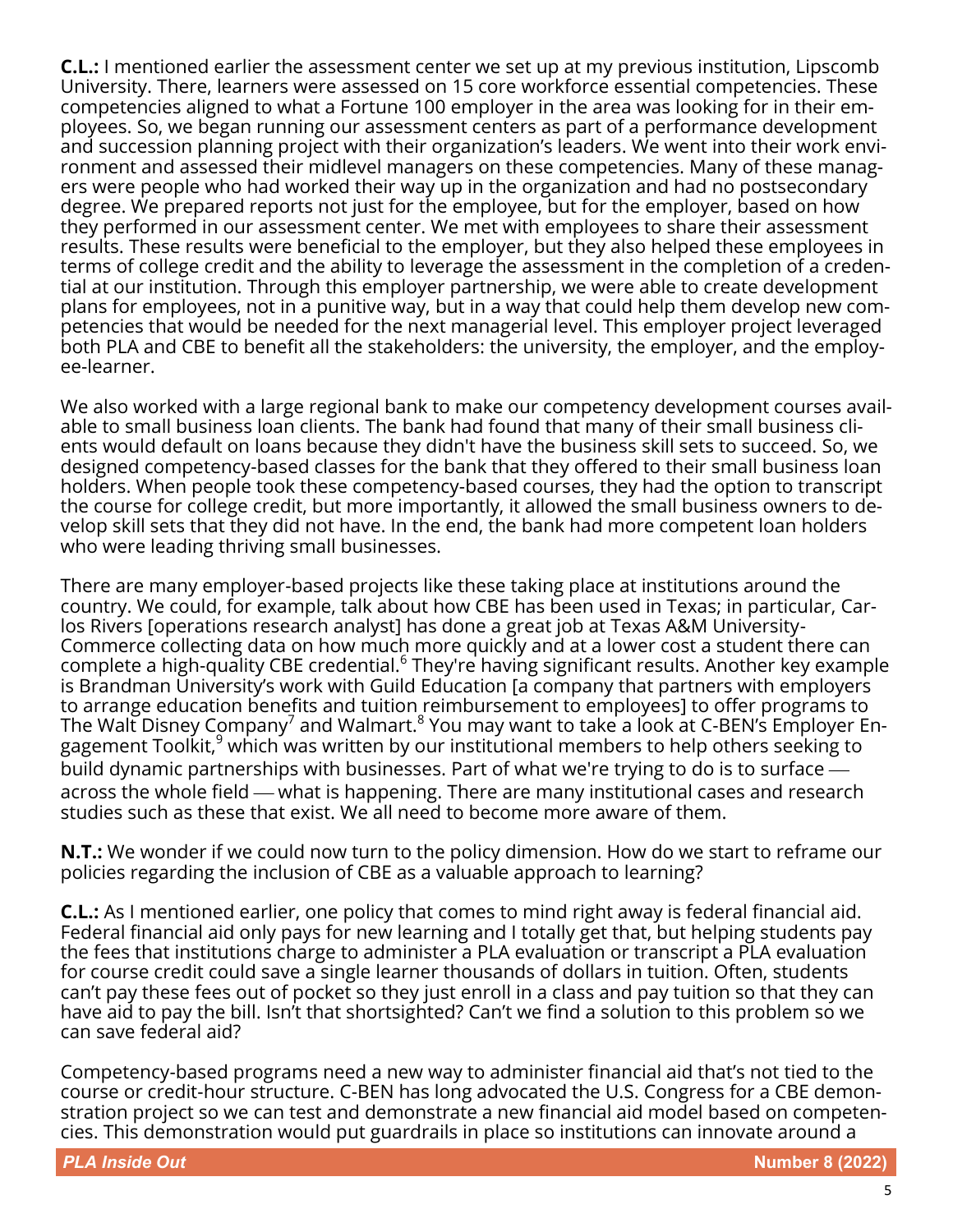**C.L.:** I mentioned earlier the assessment center we set up at my previous institution, Lipscomb University. There, learners were assessed on 15 core workforce essential competencies. These competencies aligned to what a Fortune 100 employer in the area was looking for in their employees. So, we began running our assessment centers as part of a performance development and succession planning project with their organization's leaders. We went into their work environment and assessed their midlevel managers on these competencies. Many of these managers were people who had worked their way up in the organization and had no postsecondary degree. We prepared reports not just for the employee, but for the employer, based on how they performed in our assessment center. We met with employees to share their assessment results. These results were beneficial to the employer, but they also helped these employees in terms of college credit and the ability to leverage the assessment in the completion of a credential at our institution. Through this employer partnership, we were able to create development plans for employees, not in a punitive way, but in a way that could help them develop new competencies that would be needed for the next managerial level. This employer project leveraged both PLA and CBE to benefit all the stakeholders: the university, the employer, and the employee-learner.

We also worked with a large regional bank to make our competency development courses available to small business loan clients. The bank had found that many of their small business clients would default on loans because they didn't have the business skill sets to succeed. So, we designed competency-based classes for the bank that they offered to their small business loan holders. When people took these competency-based courses, they had the option to transcript the course for college credit, but more importantly, it allowed the small business owners to develop skill sets that they did not have. In the end, the bank had more competent loan holders who were leading thriving small businesses.

There are many employer-based projects like these taking place at institutions around the country. We could, for example, talk about how CBE has been used in Texas; in particular, Carlos Rivers [operations research analyst] has done a great job at Texas A&M University-Commerce collecting data on how much more quickly and at a lower cost a student there can complete a high-quality CBE credential.[6] They're having significant results. Another key example is Brandman University's work with Guild Education [a company that partners with employers to arrange education benefits and tuition reimbursement to employees] to offer programs to The Walt Disney Company[7] and Walmart.[8] You may want to take a look at C-BEN's Employer Engagement Toolkit,[9] which was written by our institutional members to help others seeking to build dynamic partnerships with businesses. Part of what we're trying to do is to surface — across the whole field — what is happening. There are many institutional cases and research studies such as these that exist. We all need to become more aware of them.

**N.T.:** We wonder if we could now turn to the policy dimension. How do we start to reframe our policies regarding the inclusion of CBE as a valuable approach to learning?

**C.L.:** As I mentioned earlier, one policy that comes to mind right away is federal financial aid. Federal financial aid only pays for new learning and I totally get that, but helping students pay the fees that institutions charge to administer a PLA evaluation or transcript a PLA evaluation for course credit could save a single learner thousands of dollars in tuition. Often, students can't pay these fees out of pocket so they just enroll in a class and pay tuition so that they can have aid to pay the bill. Isn't that shortsighted? Can't we find a solution to this problem so we can save federal aid?

Competency-based programs need a new way to administer financial aid that's not tied to the course or credit-hour structure. C-BEN has long advocated the U.S. Congress for a CBE demonstration project so we can test and demonstrate a new financial aid model based on competencies. This demonstration would put guardrails in place so institutions can innovate around a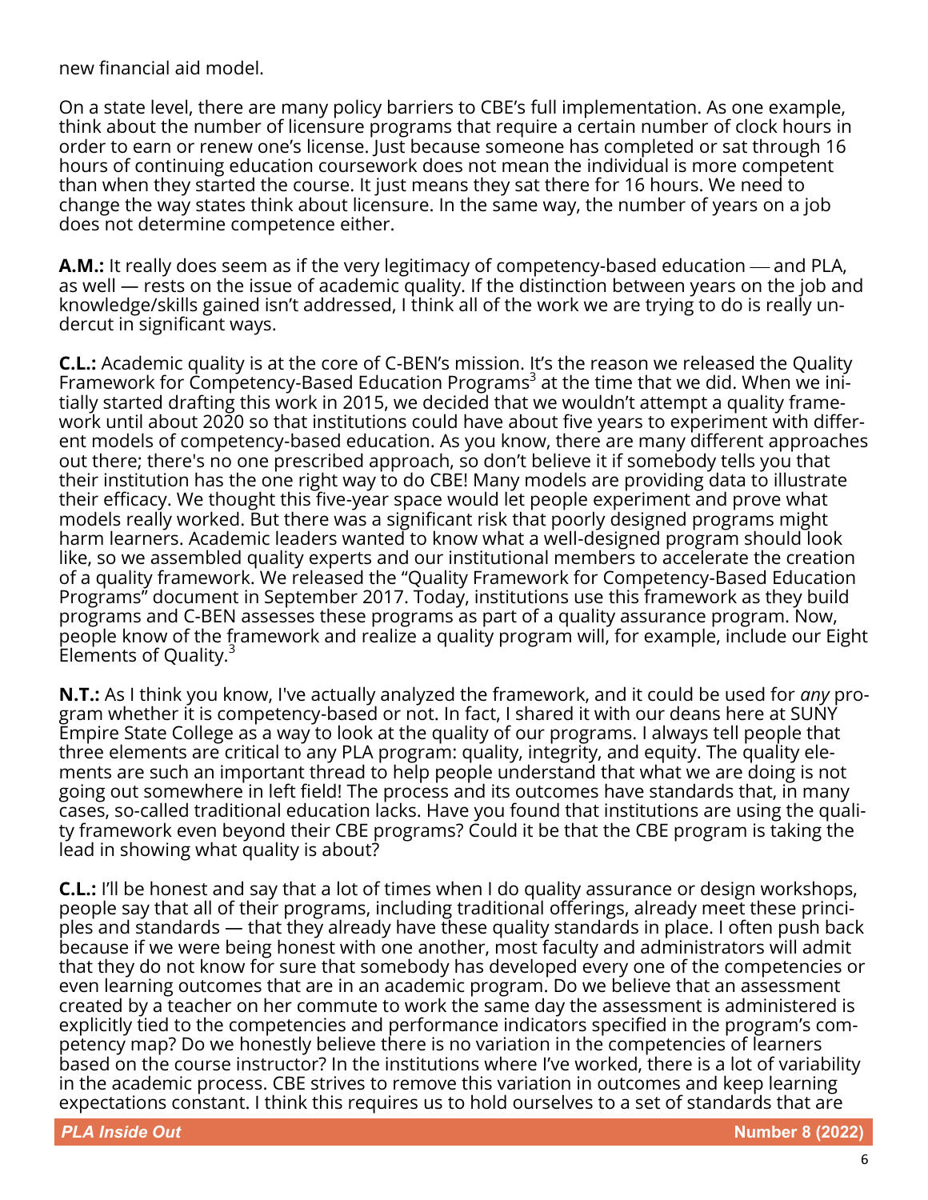new financial aid model.

On a state level, there are many policy barriers to CBE's full implementation. As one example, think about the number of licensure programs that require a certain number of clock hours in order to earn or renew one's license. Just because someone has completed or sat through 16 hours of continuing education coursework does not mean the individual is more competent than when they started the course. It just means they sat there for 16 hours. We need to change the way states think about licensure. In the same way, the number of years on a job does not determine competence either.

**A.M.:** It really does seem as if the very legitimacy of competency-based education — and PLA, as well — rests on the issue of academic quality. If the distinction between years on the job and knowledge/skills gained isn't addressed, I think all of the work we are trying to do is really undercut in significant ways.

**C.L.:** Academic quality is at the core of C-BEN's mission. It's the reason we released the Quality Framework for Competency-Based Education Programs[3] at the time that we did. When we initially started drafting this work in 2015, we decided that we wouldn't attempt a quality framework until about 2020 so that institutions could have about five years to experiment with different models of competency-based education. As you know, there are many different approaches out there; there's no one prescribed approach, so don't believe it if somebody tells you that their institution has the one right way to do CBE! Many models are providing data to illustrate their efficacy. We thought this five-year space would let people experiment and prove what models really worked. But there was a significant risk that poorly designed programs might harm learners. Academic leaders wanted to know what a well-designed program should look like, so we assembled quality experts and our institutional members to accelerate the creation of a quality framework. We released the "Quality Framework for Competency-Based Education Programs" document in September 2017. Today, institutions use this framework as they build programs and C-BEN assesses these programs as part of a quality assurance program. Now, people know of the framework and realize a quality program will, for example, include our Eight Elements of Quality.[3]

**N.T.:** As I think you know, I've actually analyzed the framework, and it could be used for *any* program whether it is competency-based or not. In fact, I shared it with our deans here at SUNY Empire State College as a way to look at the quality of our programs. I always tell people that three elements are critical to any PLA program: quality, integrity, and equity. The quality elements are such an important thread to help people understand that what we are doing is not going out somewhere in left field! The process and its outcomes have standards that, in many cases, so-called traditional education lacks. Have you found that institutions are using the quality framework even beyond their CBE programs? Could it be that the CBE program is taking the lead in showing what quality is about?

**C.L.:** I'll be honest and say that a lot of times when I do quality assurance or design workshops, people say that all of their programs, including traditional offerings, already meet these principles and standards — that they already have these quality standards in place. I often push back because if we were being honest with one another, most faculty and administrators will admit that they do not know for sure that somebody has developed every one of the competencies or even learning outcomes that are in an academic program. Do we believe that an assessment created by a teacher on her commute to work the same day the assessment is administered is explicitly tied to the competencies and performance indicators specified in the program's competency map? Do we honestly believe there is no variation in the competencies of learners based on the course instructor? In the institutions where I've worked, there is a lot of variability in the academic process. CBE strives to remove this variation in outcomes and keep learning expectations constant. I think this requires us to hold ourselves to a set of standards that are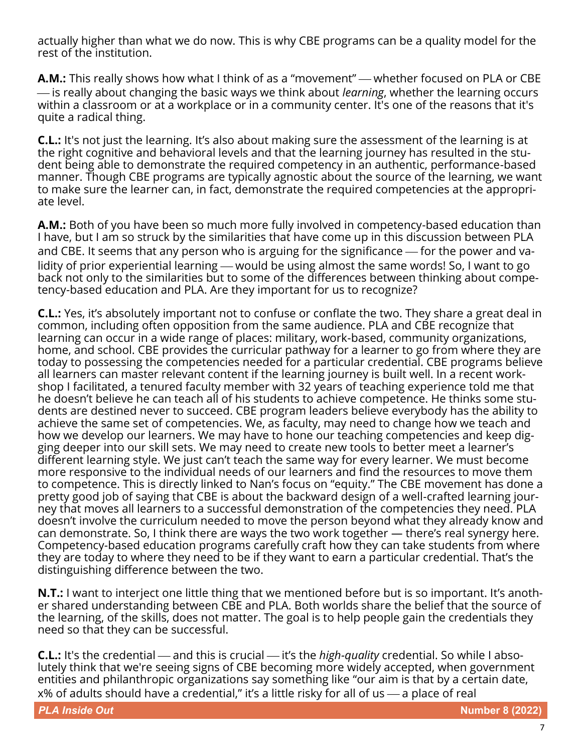actually higher than what we do now. This is why CBE programs can be a quality model for the rest of the institution.

**A.M.:** This really shows how what I think of as a "movement" — whether focused on PLA or CBE — is really about changing the basic ways we think about *learning*, whether the learning occurs within a classroom or at a workplace or in a community center. It's one of the reasons that it's quite a radical thing.

**C.L.:** It's not just the learning. It's also about making sure the assessment of the learning is at the right cognitive and behavioral levels and that the learning journey has resulted in the student being able to demonstrate the required competency in an authentic, performance-based manner. Though CBE programs are typically agnostic about the source of the learning, we want to make sure the learner can, in fact, demonstrate the required competencies at the appropriate level.

**A.M.:** Both of you have been so much more fully involved in competency-based education than I have, but I am so struck by the similarities that have come up in this discussion between PLA and CBE. It seems that any person who is arguing for the significance — for the power and validity of prior experiential learning — would be using almost the same words! So, I want to go back not only to the similarities but to some of the differences between thinking about competency-based education and PLA. Are they important for us to recognize?

**C.L.:** Yes, it's absolutely important not to confuse or conflate the two. They share a great deal in common, including often opposition from the same audience. PLA and CBE recognize that learning can occur in a wide range of places: military, work-based, community organizations, home, and school. CBE provides the curricular pathway for a learner to go from where they are today to possessing the competencies needed for a particular credential. CBE programs believe all learners can master relevant content if the learning journey is built well. In a recent workshop I facilitated, a tenured faculty member with 32 years of teaching experience told me that he doesn't believe he can teach all of his students to achieve competence. He thinks some students are destined never to succeed. CBE program leaders believe everybody has the ability to achieve the same set of competencies. We, as faculty, may need to change how we teach and how we develop our learners. We may have to hone our teaching competencies and keep digging deeper into our skill sets. We may need to create new tools to better meet a learner's different learning style. We just can't teach the same way for every learner. We must become more responsive to the individual needs of our learners and find the resources to move them to competence. This is directly linked to Nan's focus on "equity." The CBE movement has done a pretty good job of saying that CBE is about the backward design of a well-crafted learning journey that moves all learners to a successful demonstration of the competencies they need. PLA doesn't involve the curriculum needed to move the person beyond what they already know and can demonstrate. So, I think there are ways the two work together — there's real synergy here. Competency-based education programs carefully craft how they can take students from where they are today to where they need to be if they want to earn a particular credential. That's the distinguishing difference between the two.

**N.T.:** I want to interject one little thing that we mentioned before but is so important. It's another shared understanding between CBE and PLA. Both worlds share the belief that the source of the learning, of the skills, does not matter. The goal is to help people gain the credentials they need so that they can be successful.

**C.L.:** It's the credential — and this is crucial — it's the *high-quality* credential. So while I absolutely think that we're seeing signs of CBE becoming more widely accepted, when government entities and philanthropic organizations say something like "our aim is that by a certain date, x% of adults should have a credential," it's a little risky for all of us — a place of real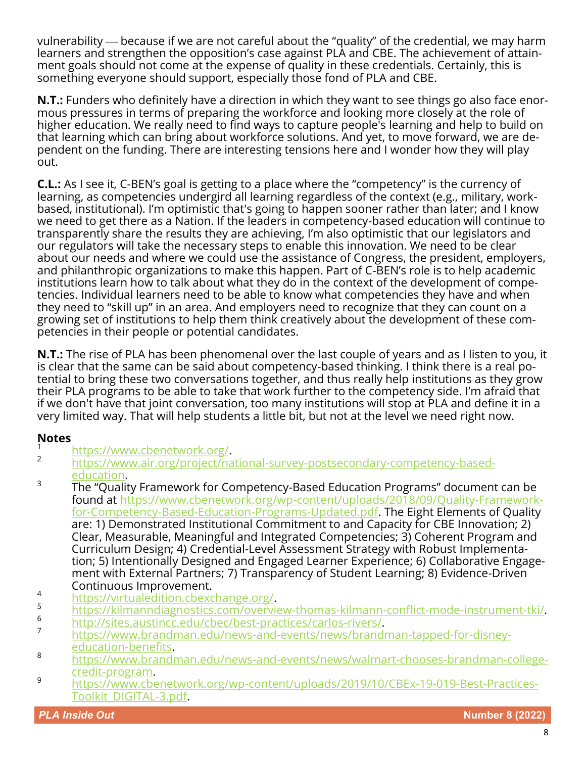vulnerability — because if we are not careful about the "quality" of the credential, we may harm learners and strengthen the opposition's case against PLA and CBE. The achievement of attainment goals should not come at the expense of quality in these credentials. Certainly, this is something everyone should support, especially those fond of PLA and CBE.

**N.T.:** Funders who definitely have a direction in which they want to see things go also face enormous pressures in terms of preparing the workforce and looking more closely at the role of higher education. We really need to find ways to capture people's learning and help to build on that learning which can bring about workforce solutions. And yet, to move forward, we are dependent on the funding. There are interesting tensions here and I wonder how they will play out.

**C.L.:** As I see it, C-BEN's goal is getting to a place where the "competency" is the currency of learning, as competencies undergird all learning regardless of the context (e.g., military, work-based, institutional). I'm optimistic that's going to happen sooner rather than later; and I know we need to get there as a Nation. If the leaders in competency-based education will continue to transparently share the results they are achieving, I'm also optimistic that our legislators and our regulators will take the necessary steps to enable this innovation. We need to be clear about our needs and where we could use the assistance of Congress, the president, employers, and philanthropic organizations to make this happen. Part of C-BEN's role is to help academic institutions learn how to talk about what they do in the context of the development of competencies. Individual learners need to be able to know what competencies they have and when they need to "skill up" in an area. And employers need to recognize that they can count on a growing set of institutions to help them think creatively about the development of these competencies in their people or potential candidates.

**N.T.:** The rise of PLA has been phenomenal over the last couple of years and as I listen to you, it is clear that the same can be said about competency-based thinking. I think there is a real potential to bring these two conversations together, and thus really help institutions as they grow their PLA programs to be able to take that work further to the competency side. I'm afraid that if we don't have that joint conversation, too many institutions will stop at PLA and define it in a very limited way. That will help students a little bit, but not at the level we need right now.

## Notes

1. https://www.cbenetwork.org/.
2. https://www.air.org/project/national-survey-postsecondary-competency-based-education.
3. The "Quality Framework for Competency-Based Education Programs" document can be found at https://www.cbenetwork.org/wp-content/uploads/2018/09/Quality-Framework-for-Competency-Based-Education-Programs-Updated.pdf. The Eight Elements of Quality are: 1) Demonstrated Institutional Commitment to and Capacity for CBE Innovation; 2) Clear, Measurable, Meaningful and Integrated Competencies; 3) Coherent Program and Curriculum Design; 4) Credential-Level Assessment Strategy with Robust Implementation; 5) Intentionally Designed and Engaged Learner Experience; 6) Collaborative Engagement with External Partners; 7) Transparency of Student Learning; 8) Evidence-Driven Continuous Improvement.
4. https://virtualedition.cbexchange.org/.
5. https://kilmanndiagnostics.com/overview-thomas-kilmann-conflict-mode-instrument-tki/.
6. http://sites.austincc.edu/cbec/best-practices/carlos-rivers/.
7. https://www.brandman.edu/news-and-events/news/brandman-tapped-for-disney-education-benefits.
8. https://www.brandman.edu/news-and-events/news/walmart-chooses-brandman-college-credit-program.
9. https://www.cbenetwork.org/wp-content/uploads/2019/10/CBEx-19-019-Best-Practices-Toolkit_DIGITAL-3.pdf.